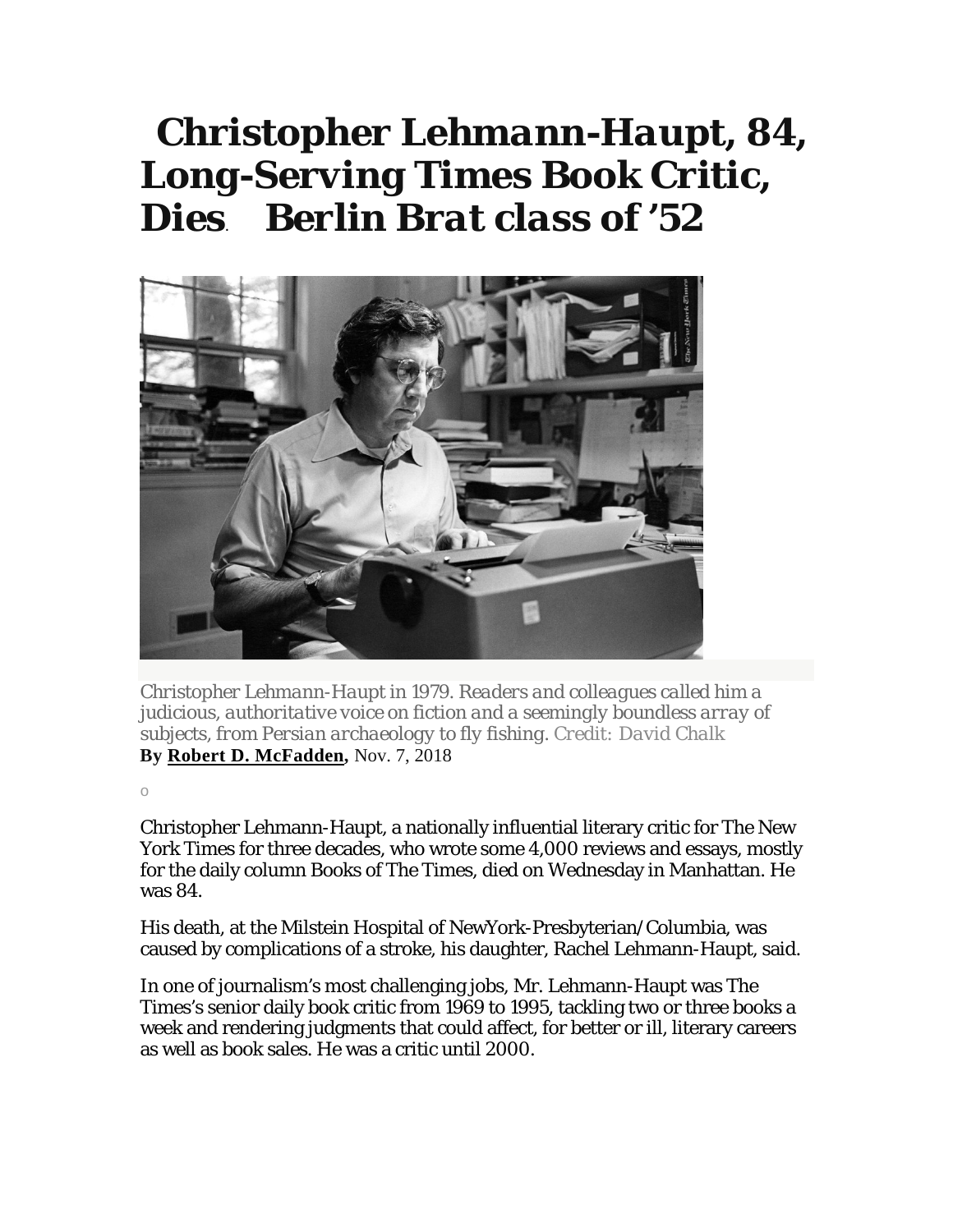# *Christopher Lehmann-Haupt, 84, Long-Serving Times Book Critic, Dies*. *Berlin Brat class of '52*

*Christopher Lehmann-Haupt in 1979. Readers and colleagues called him a judicious, authoritative voice on fiction and a seemingly boundless array of subjects, from Persian archaeology to fly fishing.* Credit: *David Chalk*

**By Robert D. McFadden,** Nov. 7, 2018

o

Christopher Lehmann-Haupt, a nationally influential literary critic for The New York Times for three decades, who wrote some 4,000 reviews and essays, mostly for the daily column Books of The Times, died on Wednesday in Manhattan. He was 84.

His death, at the Milstein Hospital of NewYork-Presbyterian/Columbia, was caused by complications of a stroke, his daughter, Rachel Lehmann-Haupt, said.

In one of journalism's most challenging jobs, Mr. Lehmann-Haupt was The Times's senior daily book critic from 1969 to 1995, tackling two or three books a week and rendering judgments that could affect, for better or ill, literary careers as well as book sales. He was a critic until 2000.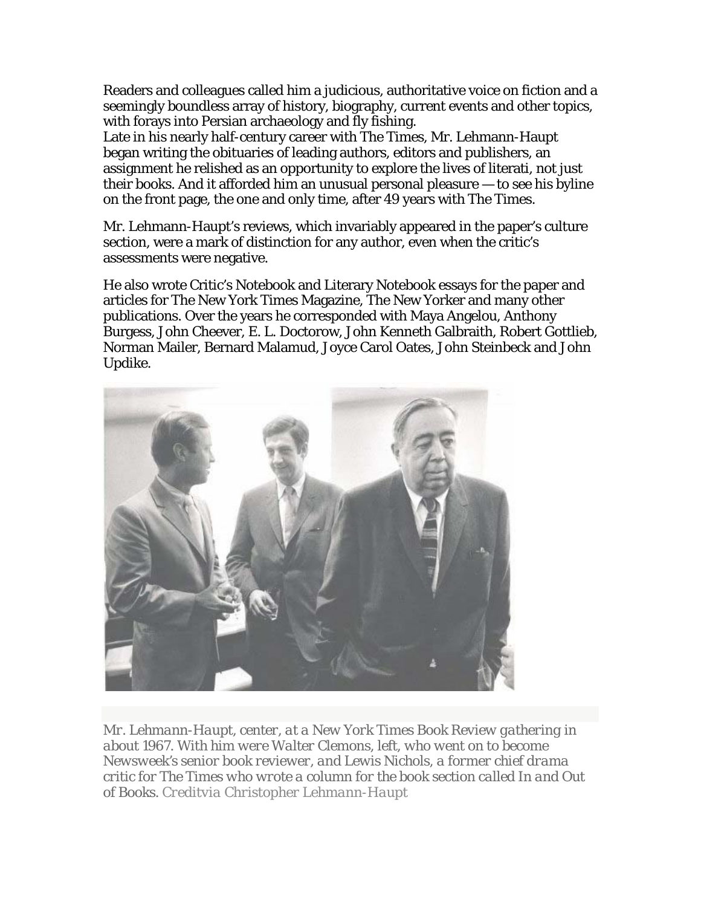Readers and colleagues called him a judicious, authoritative voice on fiction and a seemingly boundless array of history, biography, current events and other topics, with forays into Persian archaeology and fly fishing.
Late in his nearly half-century career with The Times, Mr. Lehmann-Haupt began writing the obituaries of leading authors, editors and publishers, an assignment he relished as an opportunity to explore the lives of literati, not just their books. And it afforded him an unusual personal pleasure — to see his byline on the front page, the one and only time, after 49 years with The Times.

Mr. Lehmann-Haupt's reviews, which invariably appeared in the paper's culture section, were a mark of distinction for any author, even when the critic's assessments were negative.

He also wrote Critic's Notebook and Literary Notebook essays for the paper and articles for The New York Times Magazine, The New Yorker and many other publications. Over the years he corresponded with Maya Angelou, Anthony Burgess, John Cheever, E. L. Doctorow, John Kenneth Galbraith, Robert Gottlieb, Norman Mailer, Bernard Malamud, Joyce Carol Oates, John Steinbeck and John Updike.

*Mr. Lehmann-Haupt, center, at a New York Times Book Review gathering in about 1967. With him were Walter Clemons, left, who went on to become Newsweek's senior book reviewer, and Lewis Nichols, a former chief drama critic for The Times who wrote a column for the book section called In and Out of Books.* Creditvia Christopher Lehmann-Haupt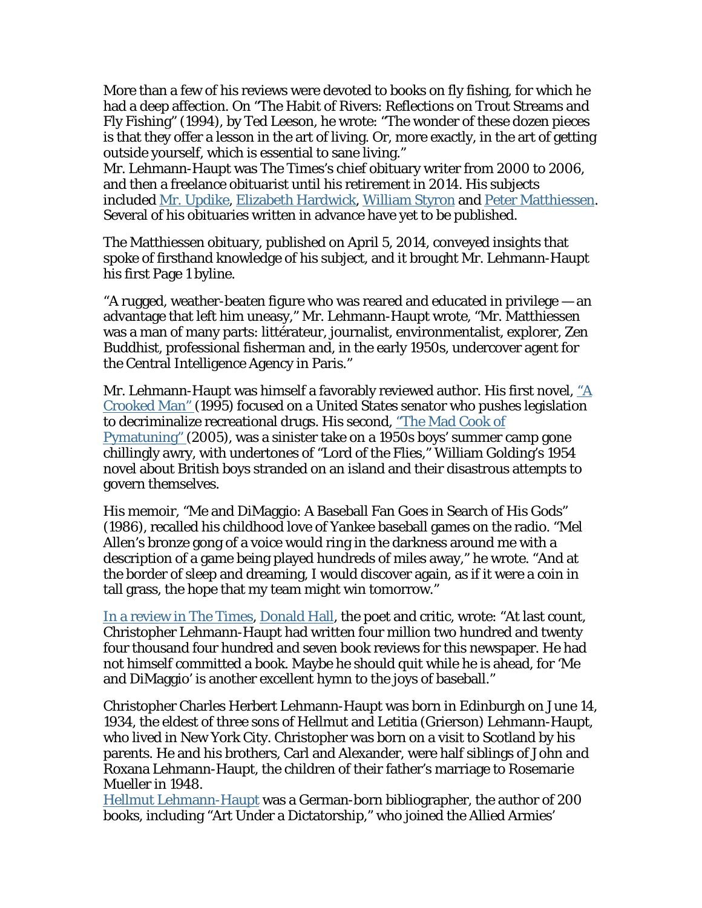More than a few of his reviews were devoted to books on fly fishing, for which he had a deep affection. On "The Habit of Rivers: Reflections on Trout Streams and Fly Fishing" (1994), by Ted Leeson, he wrote: "The wonder of these dozen pieces is that they offer a lesson in the art of living. Or, more exactly, in the art of getting outside yourself, which is essential to sane living."

Mr. Lehmann-Haupt was The Times's chief obituary writer from 2000 to 2006, and then a freelance obituarist until his retirement in 2014. His subjects included Mr. Updike, Elizabeth Hardwick, William Styron and Peter Matthiessen. Several of his obituaries written in advance have yet to be published.

The Matthiessen obituary, published on April 5, 2014, conveyed insights that spoke of firsthand knowledge of his subject, and it brought Mr. Lehmann-Haupt his first Page 1 byline.

"A rugged, weather-beaten figure who was reared and educated in privilege — an advantage that left him uneasy," Mr. Lehmann-Haupt wrote, "Mr. Matthiessen was a man of many parts: littérateur, journalist, environmentalist, explorer, Zen Buddhist, professional fisherman and, in the early 1950s, undercover agent for the Central Intelligence Agency in Paris."

Mr. Lehmann-Haupt was himself a favorably reviewed author. His first novel, "A Crooked Man" (1995) focused on a United States senator who pushes legislation to decriminalize recreational drugs. His second, "The Mad Cook of Pymatuning" (2005), was a sinister take on a 1950s boys' summer camp gone chillingly awry, with undertones of "Lord of the Flies," William Golding's 1954 novel about British boys stranded on an island and their disastrous attempts to govern themselves.

His memoir, "Me and DiMaggio: A Baseball Fan Goes in Search of His Gods" (1986), recalled his childhood love of Yankee baseball games on the radio. "Mel Allen's bronze gong of a voice would ring in the darkness around me with a description of a game being played hundreds of miles away," he wrote. "And at the border of sleep and dreaming, I would discover again, as if it were a coin in tall grass, the hope that my team might win tomorrow."

In a review in The Times, Donald Hall, the poet and critic, wrote: "At last count, Christopher Lehmann-Haupt had written four million two hundred and twenty four thousand four hundred and seven book reviews for this newspaper. He had not himself committed a book. Maybe he should quit while he is ahead, for 'Me and DiMaggio' is another excellent hymn to the joys of baseball."

Christopher Charles Herbert Lehmann-Haupt was born in Edinburgh on June 14, 1934, the eldest of three sons of Hellmut and Letitia (Grierson) Lehmann-Haupt, who lived in New York City. Christopher was born on a visit to Scotland by his parents. He and his brothers, Carl and Alexander, were half siblings of John and Roxana Lehmann-Haupt, the children of their father's marriage to Rosemarie Mueller in 1948.

Hellmut Lehmann-Haupt was a German-born bibliographer, the author of 200 books, including "Art Under a Dictatorship," who joined the Allied Armies'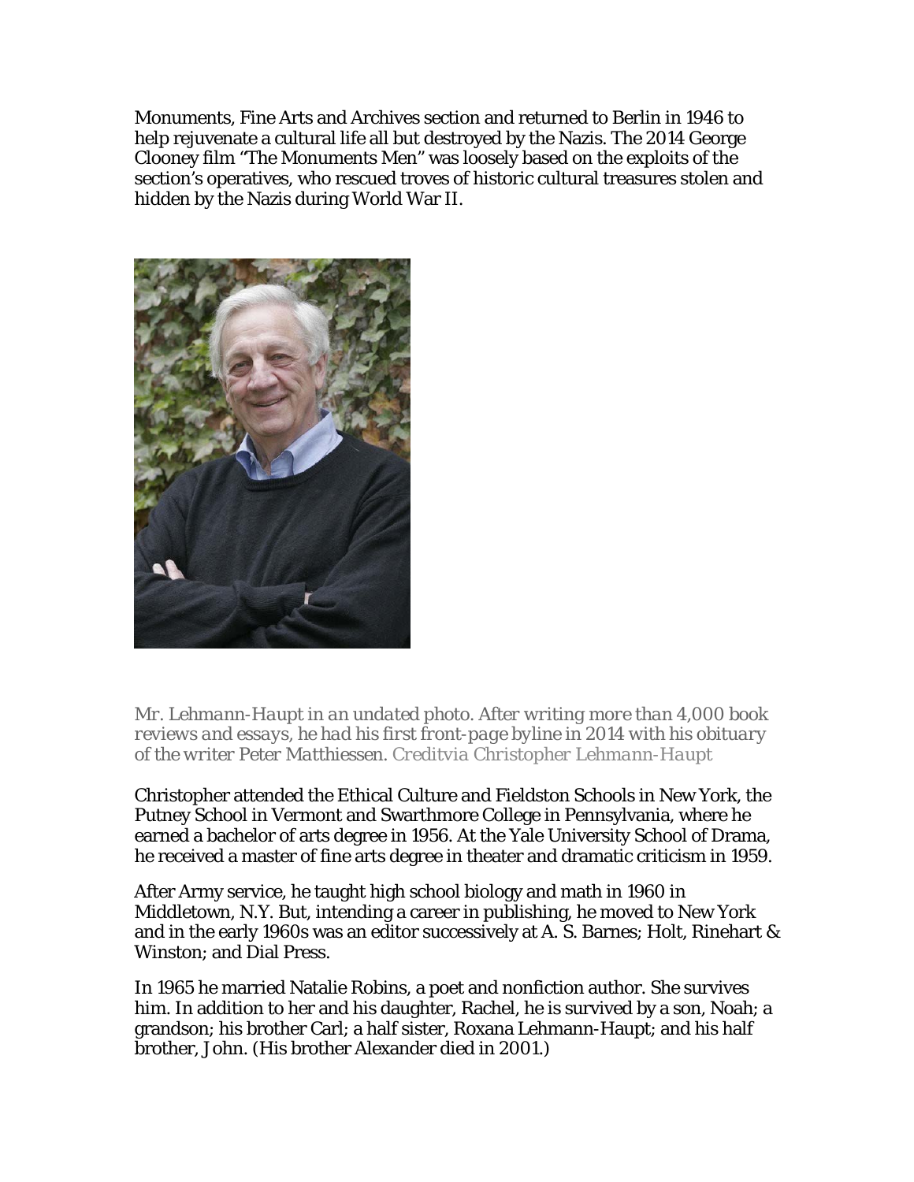Monuments, Fine Arts and Archives section and returned to Berlin in 1946 to help rejuvenate a cultural life all but destroyed by the Nazis. The 2014 George Clooney film "The Monuments Men" was loosely based on the exploits of the section's operatives, who rescued troves of historic cultural treasures stolen and hidden by the Nazis during World War II.

*Mr. Lehmann-Haupt in an undated photo. After writing more than 4,000 book reviews and essays, he had his first front-page byline in 2014 with his obituary of the writer Peter Matthiessen.* *Creditvia Christopher Lehmann-Haupt*

Christopher attended the Ethical Culture and Fieldston Schools in New York, the Putney School in Vermont and Swarthmore College in Pennsylvania, where he earned a bachelor of arts degree in 1956. At the Yale University School of Drama, he received a master of fine arts degree in theater and dramatic criticism in 1959.

After Army service, he taught high school biology and math in 1960 in Middletown, N.Y. But, intending a career in publishing, he moved to New York and in the early 1960s was an editor successively at A. S. Barnes; Holt, Rinehart & Winston; and Dial Press.

In 1965 he married Natalie Robins, a poet and nonfiction author. She survives him. In addition to her and his daughter, Rachel, he is survived by a son, Noah; a grandson; his brother Carl; a half sister, Roxana Lehmann-Haupt; and his half brother, John. (His brother Alexander died in 2001.)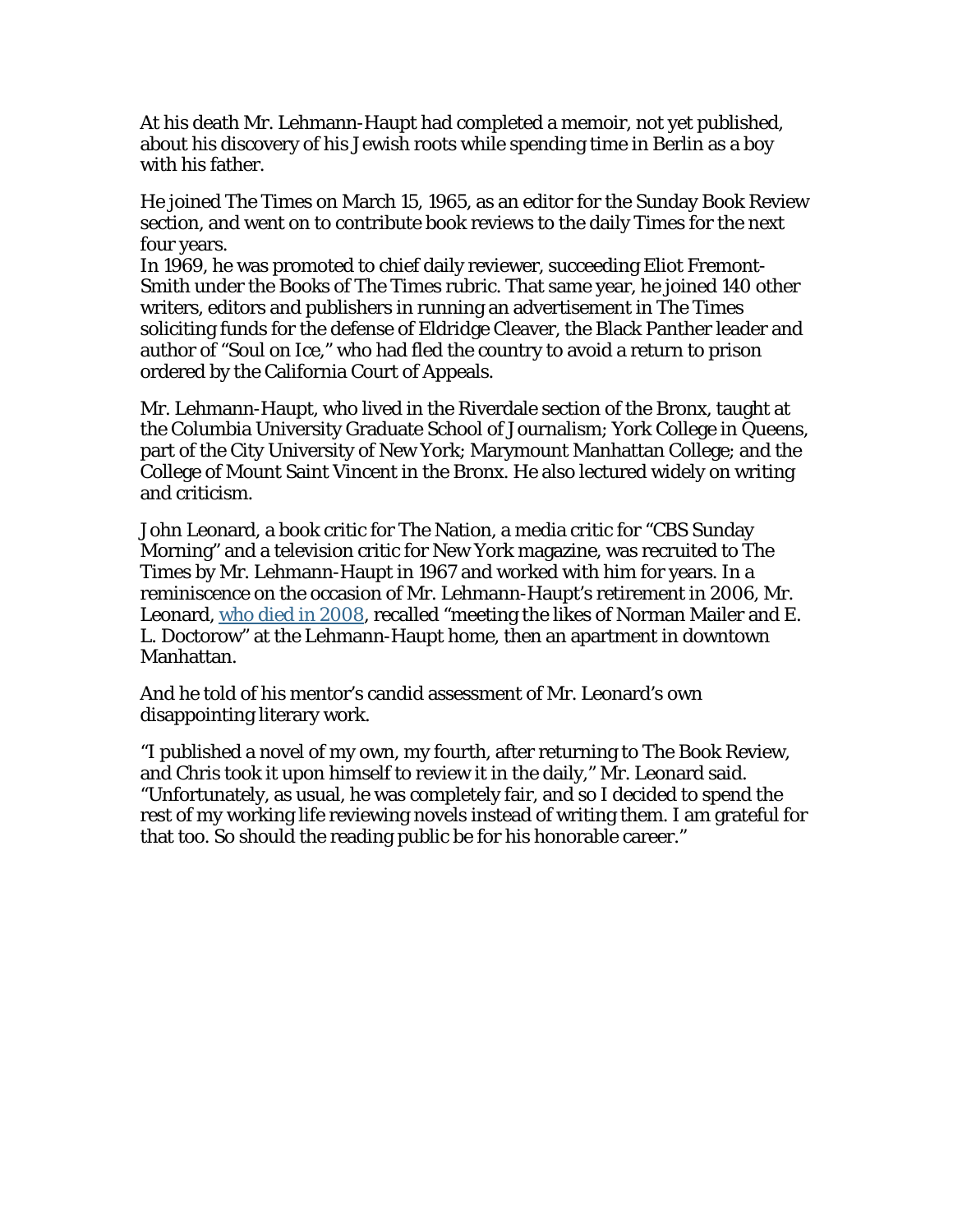At his death Mr. Lehmann-Haupt had completed a memoir, not yet published, about his discovery of his Jewish roots while spending time in Berlin as a boy with his father.

He joined The Times on March 15, 1965, as an editor for the Sunday Book Review section, and went on to contribute book reviews to the daily Times for the next four years.

In 1969, he was promoted to chief daily reviewer, succeeding Eliot Fremont-Smith under the Books of The Times rubric. That same year, he joined 140 other writers, editors and publishers in running an advertisement in The Times soliciting funds for the defense of Eldridge Cleaver, the Black Panther leader and author of "Soul on Ice," who had fled the country to avoid a return to prison ordered by the California Court of Appeals.

Mr. Lehmann-Haupt, who lived in the Riverdale section of the Bronx, taught at the Columbia University Graduate School of Journalism; York College in Queens, part of the City University of New York; Marymount Manhattan College; and the College of Mount Saint Vincent in the Bronx. He also lectured widely on writing and criticism.

John Leonard, a book critic for The Nation, a media critic for "CBS Sunday Morning" and a television critic for New York magazine, was recruited to The Times by Mr. Lehmann-Haupt in 1967 and worked with him for years. In a reminiscence on the occasion of Mr. Lehmann-Haupt's retirement in 2006, Mr. Leonard, who died in 2008, recalled "meeting the likes of Norman Mailer and E. L. Doctorow" at the Lehmann-Haupt home, then an apartment in downtown Manhattan.

And he told of his mentor's candid assessment of Mr. Leonard's own disappointing literary work.

"I published a novel of my own, my fourth, after returning to The Book Review, and Chris took it upon himself to review it in the daily," Mr. Leonard said. "Unfortunately, as usual, he was completely fair, and so I decided to spend the rest of my working life reviewing novels instead of writing them. I am grateful for that too. So should the reading public be for his honorable career."